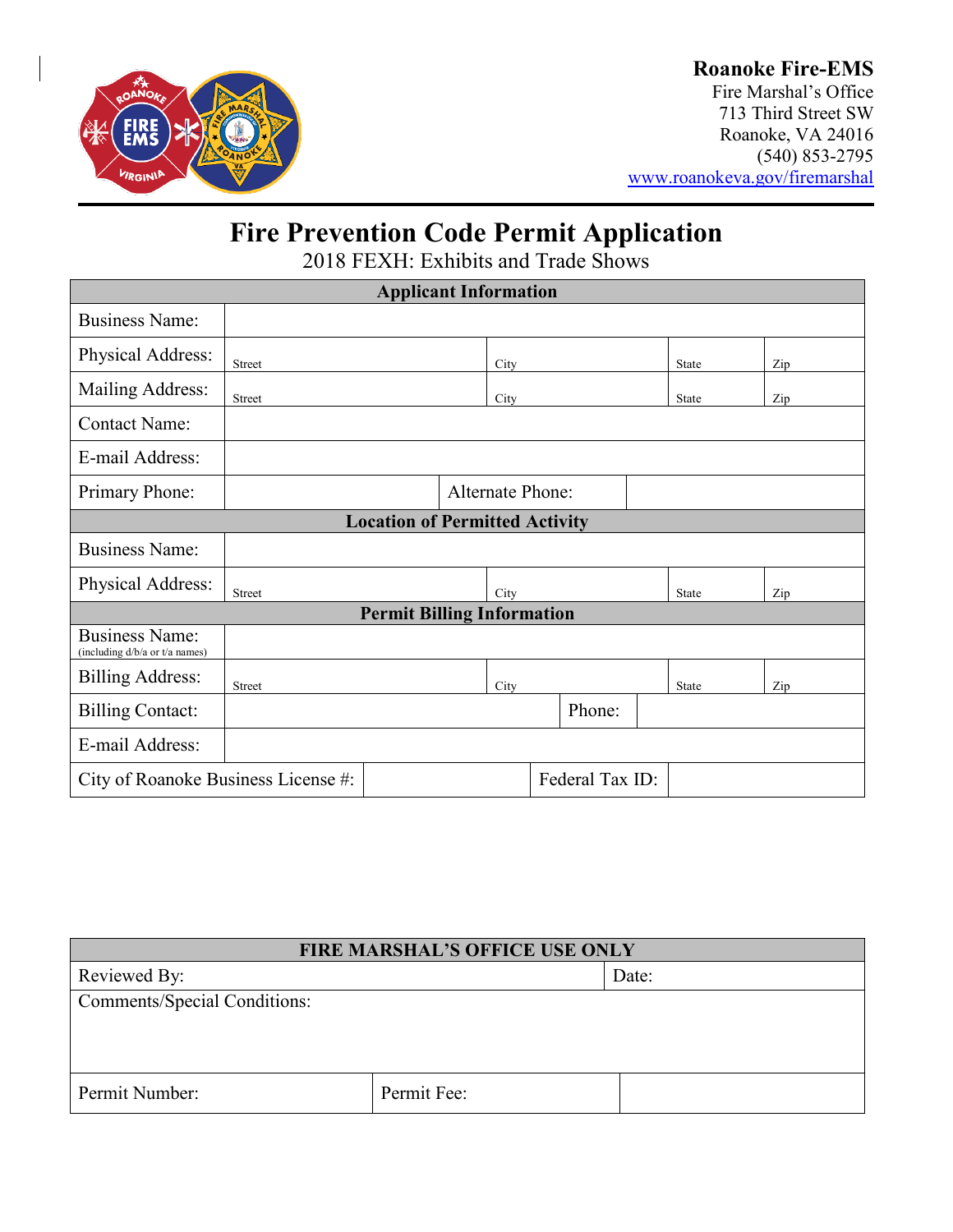**Roanoke Fire-EMS**
Fire Marshal's Office
713 Third Street SW
Roanoke, VA 24016
(540) 853-2795
www.roanokeva.gov/firemarshal

# Fire Prevention Code Permit Application

## 2018 FEXH: Exhibits and Trade Shows

| Applicant Information | | | | |
|---|---|---|---|---|
| Business Name: | | | | |
| Physical Address: | Street | City | State | Zip |
| Mailing Address: | Street | City | State | Zip |
| Contact Name: | | | | |
| E-mail Address: | | | | |
| Primary Phone: | | Alternate Phone: | | |

| Location of Permitted Activity | | | | |
|---|---|---|---|---|
| Business Name: | | | | |
| Physical Address: | Street | City | State | Zip |

| Permit Billing Information | | | | |
|---|---|---|---|---|
| Business Name: (including d/b/a or t/a names) | | | | |
| Billing Address: | Street | City | State | Zip |
| Billing Contact: | | Phone: | | |
| E-mail Address: | | | | |
| City of Roanoke Business License #: | | Federal Tax ID: | | |

| FIRE MARSHAL'S OFFICE USE ONLY | | |
|---|---|---|
| Reviewed By: | | Date: |
| Comments/Special Conditions: | | |
| Permit Number: | Permit Fee: | |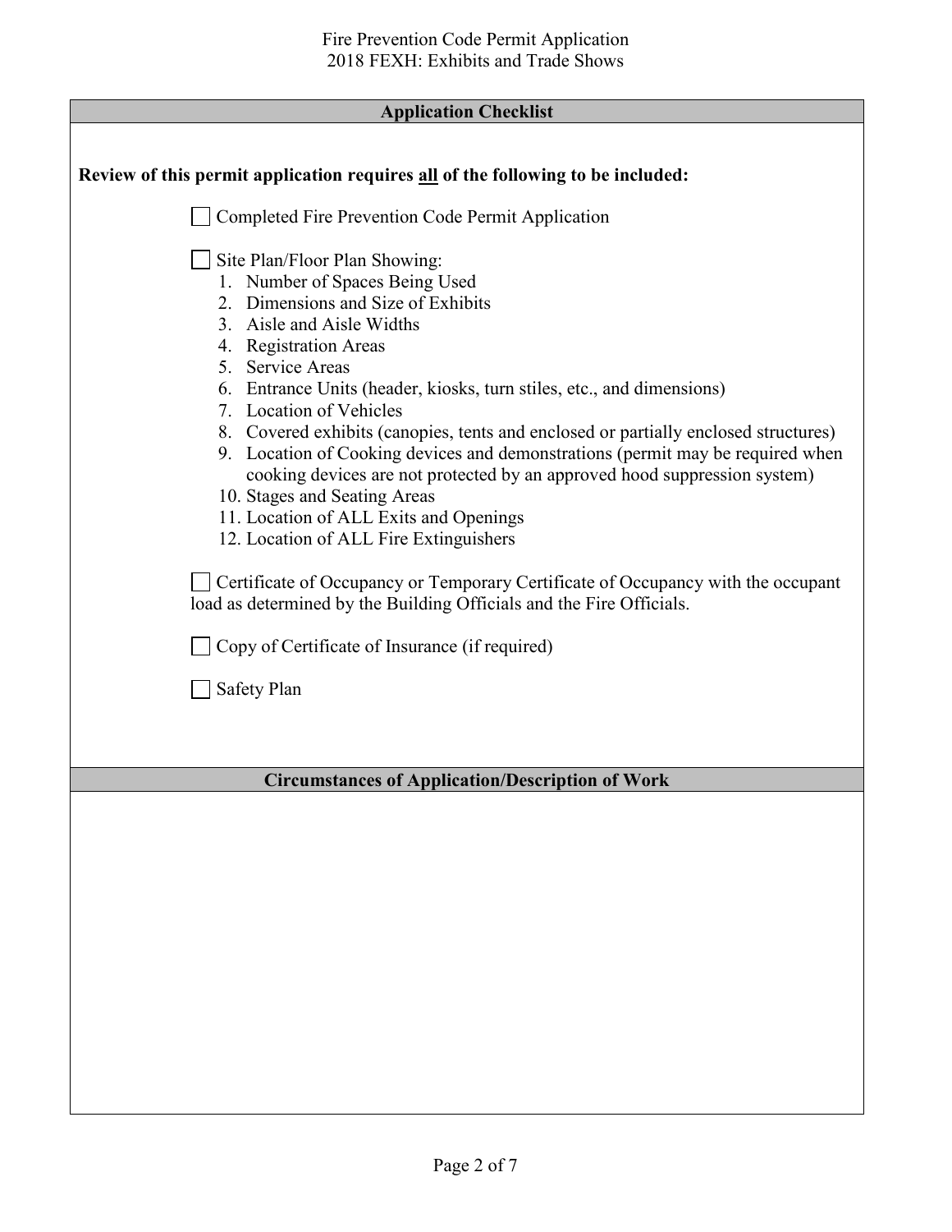## Application Checklist

**Review of this permit application requires all of the following to be included:**

- ☐ Completed Fire Prevention Code Permit Application

- ☐ Site Plan/Floor Plan Showing:
  1. Number of Spaces Being Used
  2. Dimensions and Size of Exhibits
  3. Aisle and Aisle Widths
  4. Registration Areas
  5. Service Areas
  6. Entrance Units (header, kiosks, turn stiles, etc., and dimensions)
  7. Location of Vehicles
  8. Covered exhibits (canopies, tents and enclosed or partially enclosed structures)
  9. Location of Cooking devices and demonstrations (permit may be required when cooking devices are not protected by an approved hood suppression system)
  10. Stages and Seating Areas
  11. Location of ALL Exits and Openings
  12. Location of ALL Fire Extinguishers

- ☐ Certificate of Occupancy or Temporary Certificate of Occupancy with the occupant load as determined by the Building Officials and the Fire Officials.

- ☐ Copy of Certificate of Insurance (if required)

- ☐ Safety Plan

## Circumstances of Application/Description of Work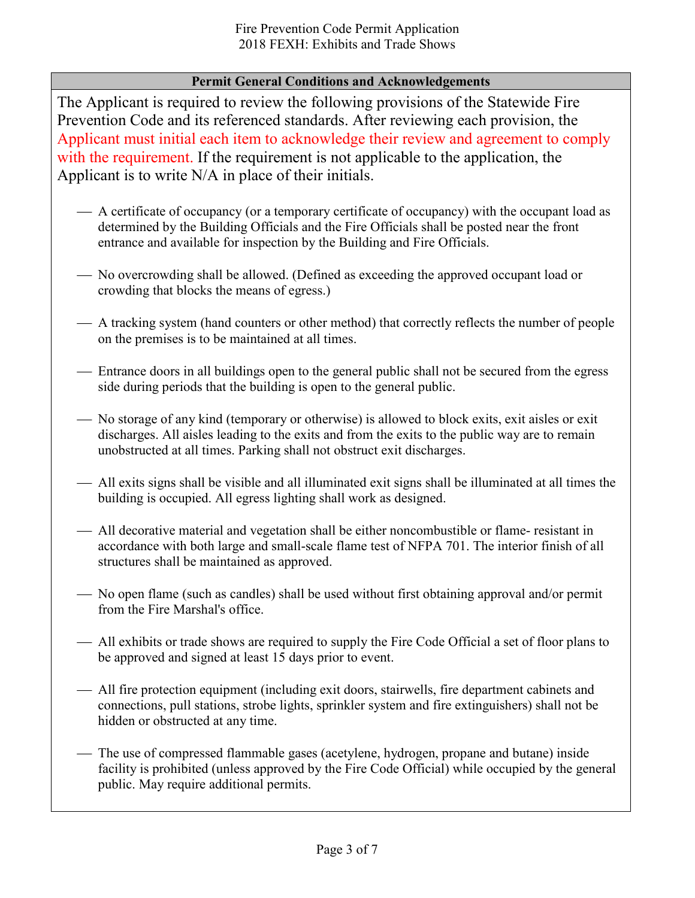Fire Prevention Code Permit Application
2018 FEXH: Exhibits and Trade Shows

## Permit General Conditions and Acknowledgements

The Applicant is required to review the following provisions of the Statewide Fire Prevention Code and its referenced standards. After reviewing each provision, the Applicant must initial each item to acknowledge their review and agreement to comply with the requirement. If the requirement is not applicable to the application, the Applicant is to write N/A in place of their initials.

___ A certificate of occupancy (or a temporary certificate of occupancy) with the occupant load as determined by the Building Officials and the Fire Officials shall be posted near the front entrance and available for inspection by the Building and Fire Officials.

___ No overcrowding shall be allowed. (Defined as exceeding the approved occupant load or crowding that blocks the means of egress.)

___ A tracking system (hand counters or other method) that correctly reflects the number of people on the premises is to be maintained at all times.

___ Entrance doors in all buildings open to the general public shall not be secured from the egress side during periods that the building is open to the general public.

___ No storage of any kind (temporary or otherwise) is allowed to block exits, exit aisles or exit discharges. All aisles leading to the exits and from the exits to the public way are to remain unobstructed at all times. Parking shall not obstruct exit discharges.

___ All exits signs shall be visible and all illuminated exit signs shall be illuminated at all times the building is occupied. All egress lighting shall work as designed.

___ All decorative material and vegetation shall be either noncombustible or flame- resistant in accordance with both large and small-scale flame test of NFPA 701. The interior finish of all structures shall be maintained as approved.

___ No open flame (such as candles) shall be used without first obtaining approval and/or permit from the Fire Marshal's office.

___ All exhibits or trade shows are required to supply the Fire Code Official a set of floor plans to be approved and signed at least 15 days prior to event.

___ All fire protection equipment (including exit doors, stairwells, fire department cabinets and connections, pull stations, strobe lights, sprinkler system and fire extinguishers) shall not be hidden or obstructed at any time.

___ The use of compressed flammable gases (acetylene, hydrogen, propane and butane) inside facility is prohibited (unless approved by the Fire Code Official) while occupied by the general public. May require additional permits.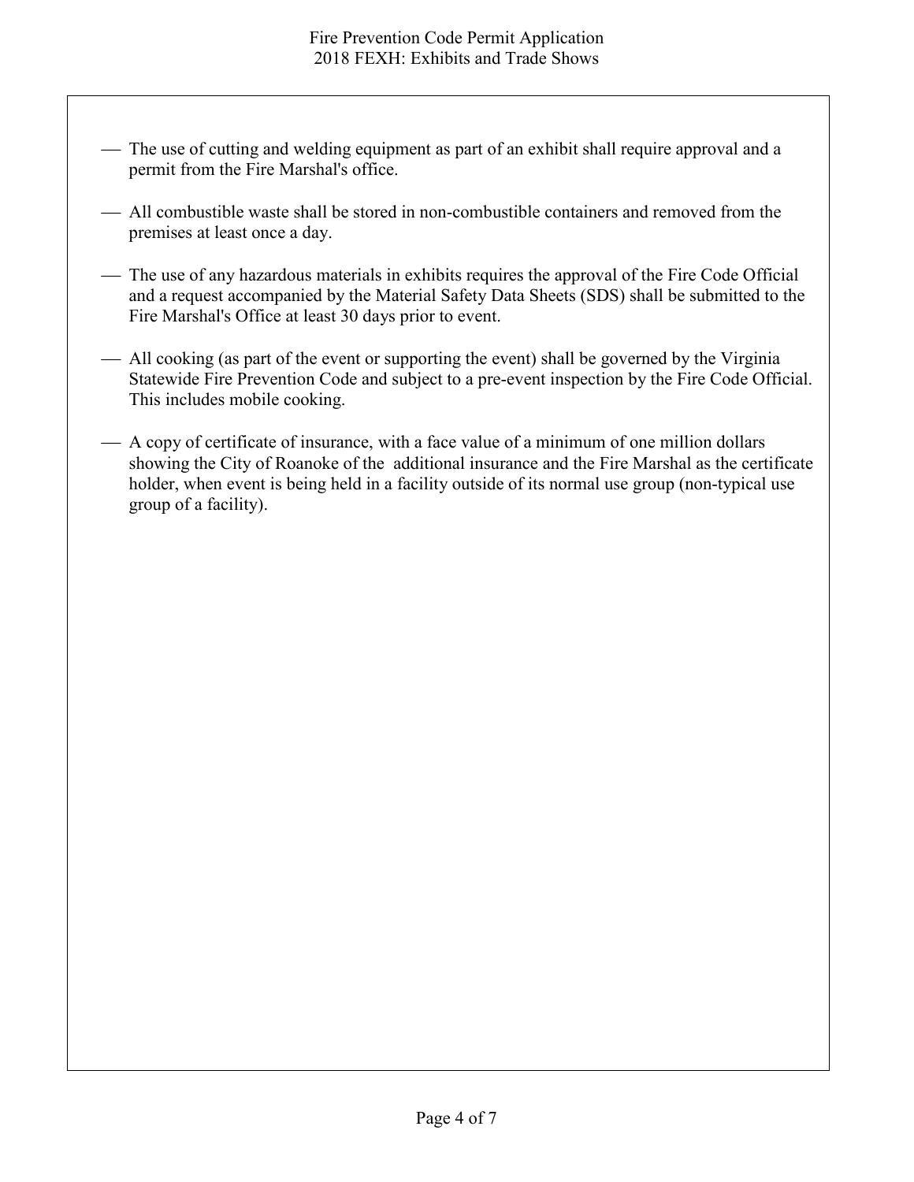- The use of cutting and welding equipment as part of an exhibit shall require approval and a permit from the Fire Marshal's office.

- All combustible waste shall be stored in non-combustible containers and removed from the premises at least once a day.

- The use of any hazardous materials in exhibits requires the approval of the Fire Code Official and a request accompanied by the Material Safety Data Sheets (SDS) shall be submitted to the Fire Marshal's Office at least 30 days prior to event.

- All cooking (as part of the event or supporting the event) shall be governed by the Virginia Statewide Fire Prevention Code and subject to a pre-event inspection by the Fire Code Official. This includes mobile cooking.

- A copy of certificate of insurance, with a face value of a minimum of one million dollars showing the City of Roanoke of the additional insurance and the Fire Marshal as the certificate holder, when event is being held in a facility outside of its normal use group (non-typical use group of a facility).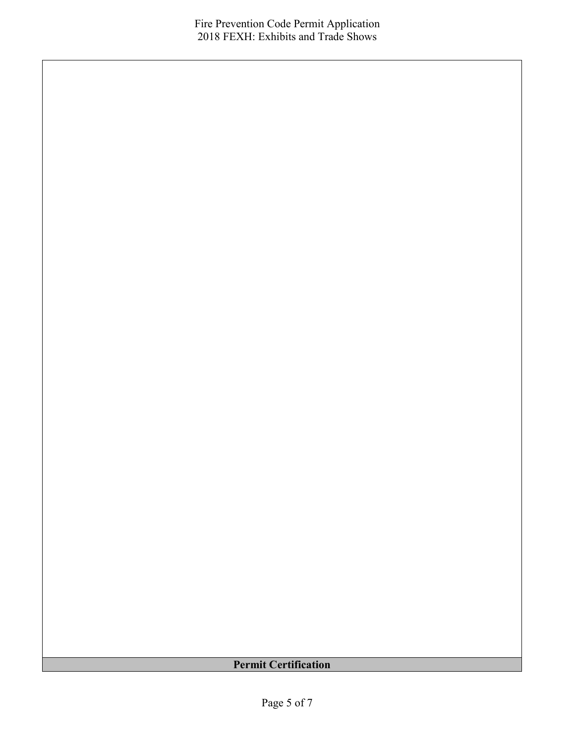## Permit Certification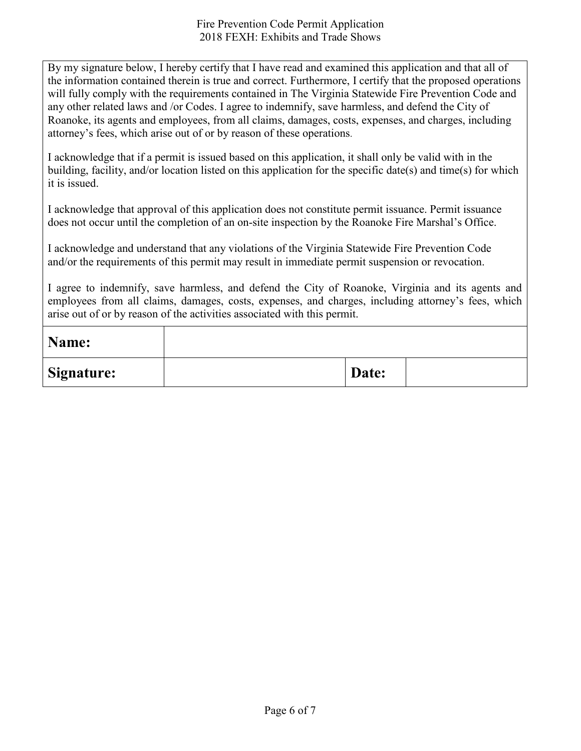By my signature below, I hereby certify that I have read and examined this application and that all of the information contained therein is true and correct. Furthermore, I certify that the proposed operations will fully comply with the requirements contained in The Virginia Statewide Fire Prevention Code and any other related laws and /or Codes. I agree to indemnify, save harmless, and defend the City of Roanoke, its agents and employees, from all claims, damages, costs, expenses, and charges, including attorney's fees, which arise out of or by reason of these operations.

I acknowledge that if a permit is issued based on this application, it shall only be valid with in the building, facility, and/or location listed on this application for the specific date(s) and time(s) for which it is issued.

I acknowledge that approval of this application does not constitute permit issuance. Permit issuance does not occur until the completion of an on-site inspection by the Roanoke Fire Marshal's Office.

I acknowledge and understand that any violations of the Virginia Statewide Fire Prevention Code and/or the requirements of this permit may result in immediate permit suspension or revocation.

I agree to indemnify, save harmless, and defend the City of Roanoke, Virginia and its agents and employees from all claims, damages, costs, expenses, and charges, including attorney's fees, which arise out of or by reason of the activities associated with this permit.

| **Name:** | | | |
|---|---|---|---|
| **Signature:** | | **Date:** | |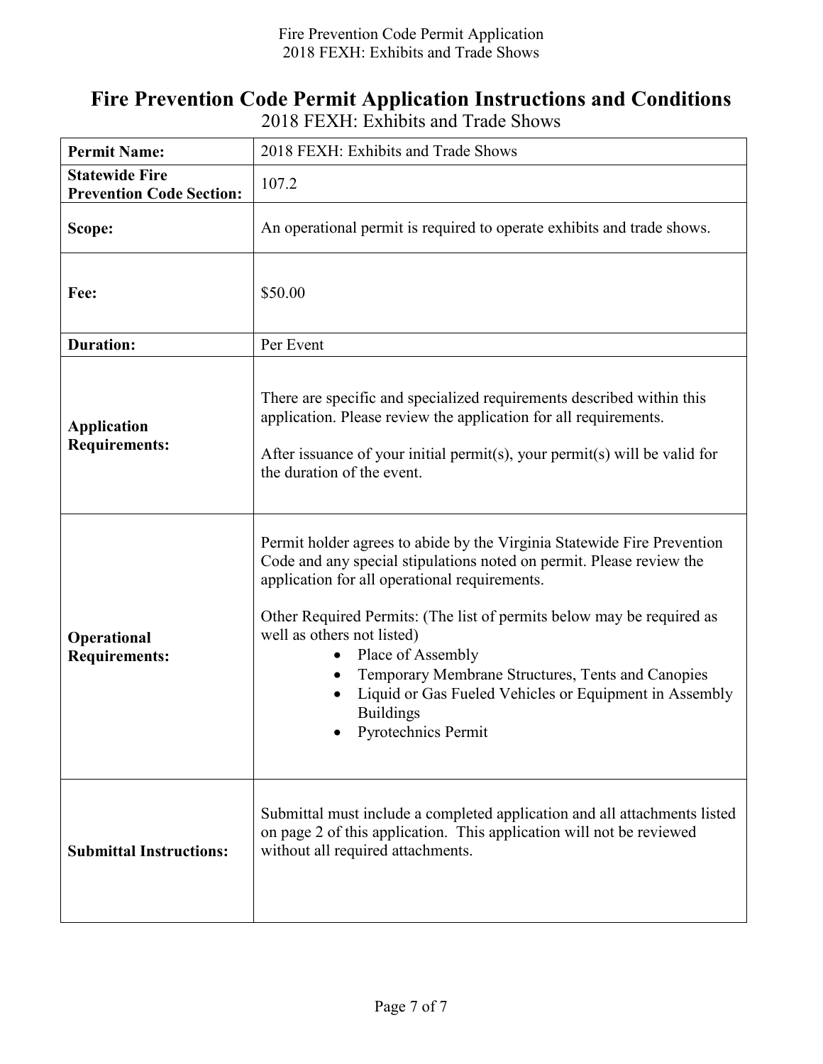# Fire Prevention Code Permit Application Instructions and Conditions

2018 FEXH: Exhibits and Trade Shows

| | |
|---|---|
| **Permit Name:** | 2018 FEXH: Exhibits and Trade Shows |
| **Statewide Fire Prevention Code Section:** | 107.2 |
| **Scope:** | An operational permit is required to operate exhibits and trade shows. |
| **Fee:** | $50.00 |
| **Duration:** | Per Event |
| **Application Requirements:** | There are specific and specialized requirements described within this application. Please review the application for all requirements.<br><br>After issuance of your initial permit(s), your permit(s) will be valid for the duration of the event. |
| **Operational Requirements:** | Permit holder agrees to abide by the Virginia Statewide Fire Prevention Code and any special stipulations noted on permit. Please review the application for all operational requirements.<br><br>Other Required Permits: (The list of permits below may be required as well as others not listed)<br>• Place of Assembly<br>• Temporary Membrane Structures, Tents and Canopies<br>• Liquid or Gas Fueled Vehicles or Equipment in Assembly Buildings<br>• Pyrotechnics Permit |
| **Submittal Instructions:** | Submittal must include a completed application and all attachments listed on page 2 of this application. This application will not be reviewed without all required attachments. |